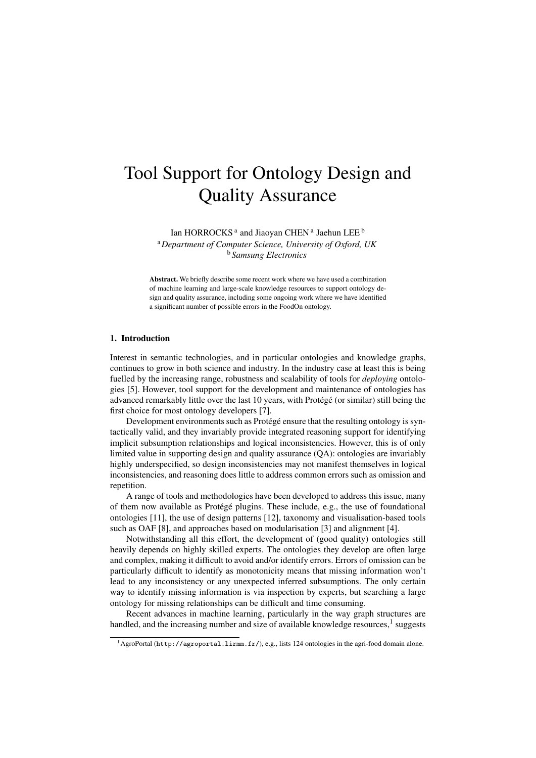# Tool Support for Ontology Design and Quality Assurance

Ian HORROCKS [a] and Jiaoyan CHEN [a] Jaehun LEE [b]

[a] *Department of Computer Science, University of Oxford, UK*

[b] *Samsung Electronics*

**Abstract.** We briefly describe some recent work where we have used a combination of machine learning and large-scale knowledge resources to support ontology design and quality assurance, including some ongoing work where we have identified a significant number of possible errors in the FoodOn ontology.

## 1. Introduction

Interest in semantic technologies, and in particular ontologies and knowledge graphs, continues to grow in both science and industry. In the industry case at least this is being fuelled by the increasing range, robustness and scalability of tools for *deploying* ontologies [5]. However, tool support for the development and maintenance of ontologies has advanced remarkably little over the last 10 years, with Protégé (or similar) still being the first choice for most ontology developers [7].

Development environments such as Protégé ensure that the resulting ontology is syntactically valid, and they invariably provide integrated reasoning support for identifying implicit subsumption relationships and logical inconsistencies. However, this is of only limited value in supporting design and quality assurance (QA): ontologies are invariably highly underspecified, so design inconsistencies may not manifest themselves in logical inconsistencies, and reasoning does little to address common errors such as omission and repetition.

A range of tools and methodologies have been developed to address this issue, many of them now available as Protégé plugins. These include, e.g., the use of foundational ontologies [11], the use of design patterns [12], taxonomy and visualisation-based tools such as OAF [8], and approaches based on modularisation [3] and alignment [4].

Notwithstanding all this effort, the development of (good quality) ontologies still heavily depends on highly skilled experts. The ontologies they develop are often large and complex, making it difficult to avoid and/or identify errors. Errors of omission can be particularly difficult to identify as monotonicity means that missing information won't lead to any inconsistency or any unexpected inferred subsumptions. The only certain way to identify missing information is via inspection by experts, but searching a large ontology for missing relationships can be difficult and time consuming.

Recent advances in machine learning, particularly in the way graph structures are handled, and the increasing number and size of available knowledge resources,[1] suggests

[1] AgroPortal (`http://agroportal.lirmm.fr/`), e.g., lists 124 ontologies in the agri-food domain alone.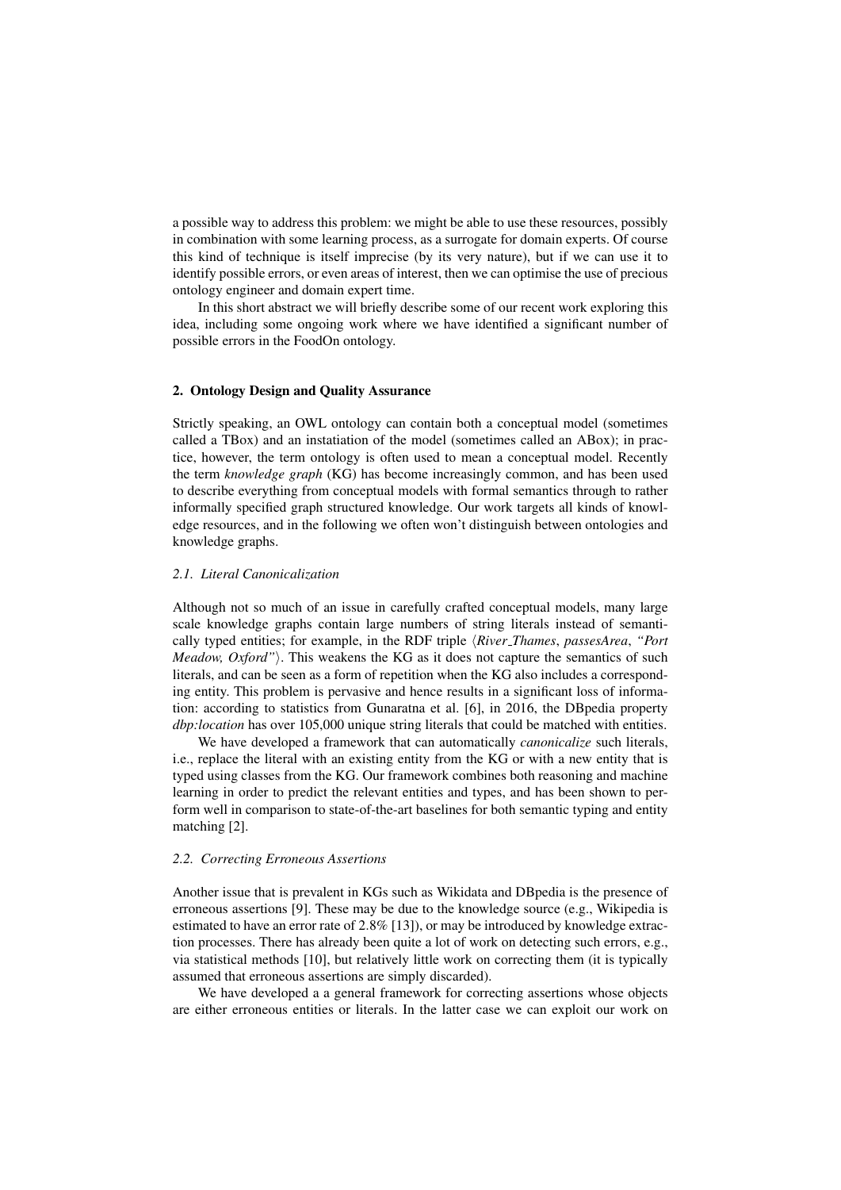a possible way to address this problem: we might be able to use these resources, possibly in combination with some learning process, as a surrogate for domain experts. Of course this kind of technique is itself imprecise (by its very nature), but if we can use it to identify possible errors, or even areas of interest, then we can optimise the use of precious ontology engineer and domain expert time.

In this short abstract we will briefly describe some of our recent work exploring this idea, including some ongoing work where we have identified a significant number of possible errors in the FoodOn ontology.

## 2. Ontology Design and Quality Assurance

Strictly speaking, an OWL ontology can contain both a conceptual model (sometimes called a TBox) and an instatiation of the model (sometimes called an ABox); in practice, however, the term ontology is often used to mean a conceptual model. Recently the term *knowledge graph* (KG) has become increasingly common, and has been used to describe everything from conceptual models with formal semantics through to rather informally specified graph structured knowledge. Our work targets all kinds of knowledge resources, and in the following we often won't distinguish between ontologies and knowledge graphs.

### *2.1. Literal Canonicalization*

Although not so much of an issue in carefully crafted conceptual models, many large scale knowledge graphs contain large numbers of string literals instead of semantically typed entities; for example, in the RDF triple ⟨*River_Thames*, *passesArea*, *"Port Meadow, Oxford"*⟩. This weakens the KG as it does not capture the semantics of such literals, and can be seen as a form of repetition when the KG also includes a corresponding entity. This problem is pervasive and hence results in a significant loss of information: according to statistics from Gunaratna et al. [6], in 2016, the DBpedia property *dbp:location* has over 105,000 unique string literals that could be matched with entities.

We have developed a framework that can automatically *canonicalize* such literals, i.e., replace the literal with an existing entity from the KG or with a new entity that is typed using classes from the KG. Our framework combines both reasoning and machine learning in order to predict the relevant entities and types, and has been shown to perform well in comparison to state-of-the-art baselines for both semantic typing and entity matching [2].

### *2.2. Correcting Erroneous Assertions*

Another issue that is prevalent in KGs such as Wikidata and DBpedia is the presence of erroneous assertions [9]. These may be due to the knowledge source (e.g., Wikipedia is estimated to have an error rate of 2.8% [13]), or may be introduced by knowledge extraction processes. There has already been quite a lot of work on detecting such errors, e.g., via statistical methods [10], but relatively little work on correcting them (it is typically assumed that erroneous assertions are simply discarded).

We have developed a a general framework for correcting assertions whose objects are either erroneous entities or literals. In the latter case we can exploit our work on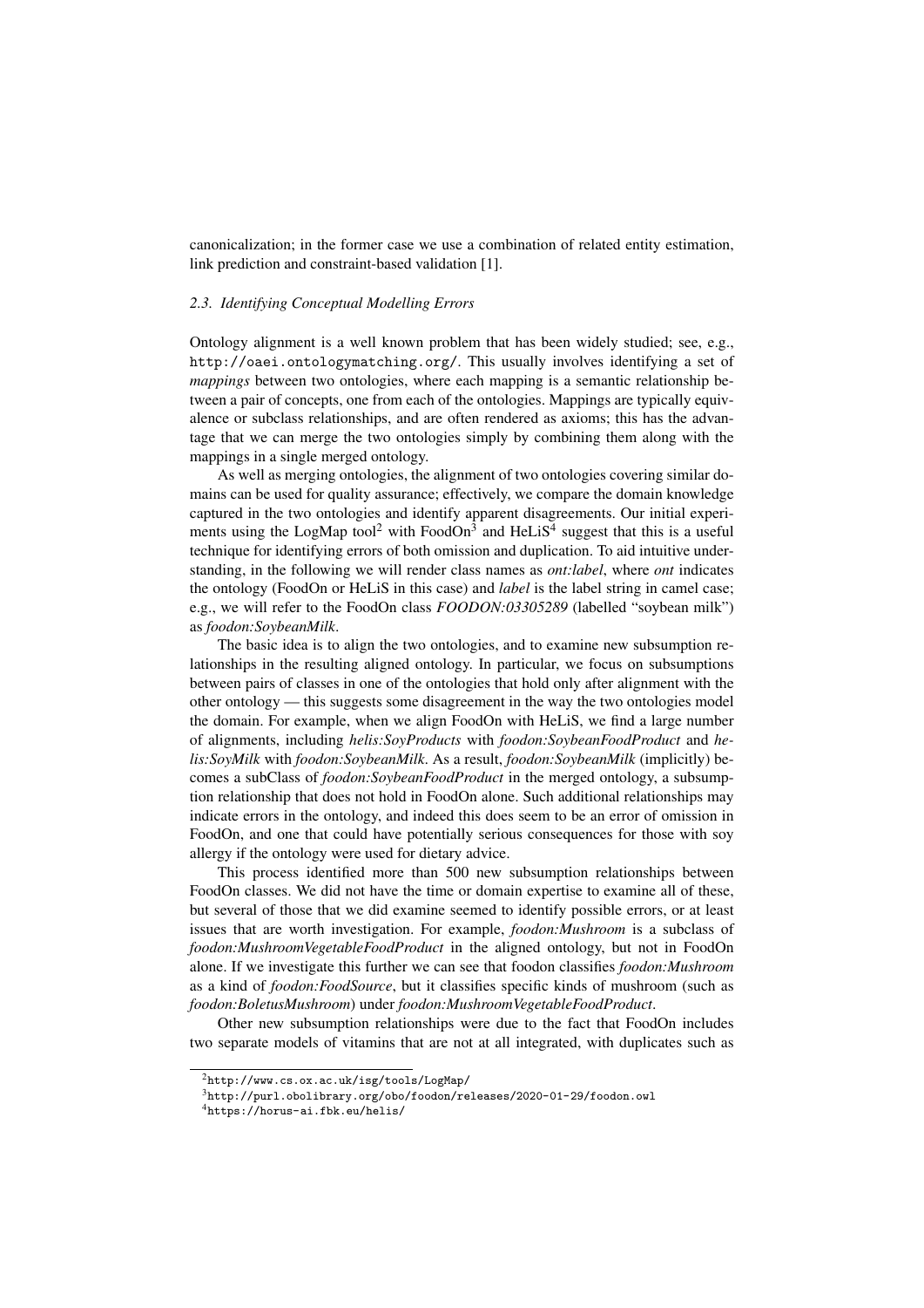canonicalization; in the former case we use a combination of related entity estimation, link prediction and constraint-based validation [1].

### 2.3. Identifying Conceptual Modelling Errors

Ontology alignment is a well known problem that has been widely studied; see, e.g., http://oaei.ontologymatching.org/. This usually involves identifying a set of *mappings* between two ontologies, where each mapping is a semantic relationship between a pair of concepts, one from each of the ontologies. Mappings are typically equivalence or subclass relationships, and are often rendered as axioms; this has the advantage that we can merge the two ontologies simply by combining them along with the mappings in a single merged ontology.

As well as merging ontologies, the alignment of two ontologies covering similar domains can be used for quality assurance; effectively, we compare the domain knowledge captured in the two ontologies and identify apparent disagreements. Our initial experiments using the LogMap tool[2] with FoodOn[3] and HeLiS[4] suggest that this is a useful technique for identifying errors of both omission and duplication. To aid intuitive understanding, in the following we will render class names as *ont:label*, where *ont* indicates the ontology (FoodOn or HeLiS in this case) and *label* is the label string in camel case; e.g., we will refer to the FoodOn class *FOODON:03305289* (labelled "soybean milk") as *foodon:SoybeanMilk*.

The basic idea is to align the two ontologies, and to examine new subsumption relationships in the resulting aligned ontology. In particular, we focus on subsumptions between pairs of classes in one of the ontologies that hold only after alignment with the other ontology — this suggests some disagreement in the way the two ontologies model the domain. For example, when we align FoodOn with HeLiS, we find a large number of alignments, including *helis:SoyProducts* with *foodon:SoybeanFoodProduct* and *helis:SoyMilk* with *foodon:SoybeanMilk*. As a result, *foodon:SoybeanMilk* (implicitly) becomes a subClass of *foodon:SoybeanFoodProduct* in the merged ontology, a subsumption relationship that does not hold in FoodOn alone. Such additional relationships may indicate errors in the ontology, and indeed this does seem to be an error of omission in FoodOn, and one that could have potentially serious consequences for those with soy allergy if the ontology were used for dietary advice.

This process identified more than 500 new subsumption relationships between FoodOn classes. We did not have the time or domain expertise to examine all of these, but several of those that we did examine seemed to identify possible errors, or at least issues that are worth investigation. For example, *foodon:Mushroom* is a subclass of *foodon:MushroomVegetableFoodProduct* in the aligned ontology, but not in FoodOn alone. If we investigate this further we can see that foodon classifies *foodon:Mushroom* as a kind of *foodon:FoodSource*, but it classifies specific kinds of mushroom (such as *foodon:BoletusMushroom*) under *foodon:MushroomVegetableFoodProduct*.

Other new subsumption relationships were due to the fact that FoodOn includes two separate models of vitamins that are not at all integrated, with duplicates such as

[2] http://www.cs.ox.ac.uk/isg/tools/LogMap/

[3] http://purl.obolibrary.org/obo/foodon/releases/2020-01-29/foodon.owl

[4] https://horus-ai.fbk.eu/helis/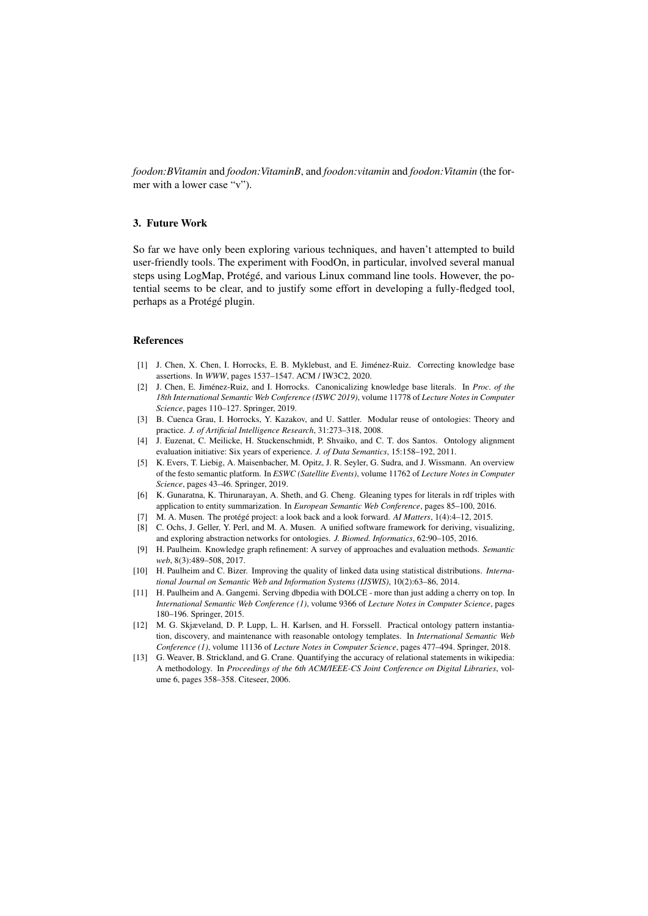*foodon:BVitamin* and *foodon:VitaminB*, and *foodon:vitamin* and *foodon:Vitamin* (the former with a lower case "v").

## 3. Future Work

So far we have only been exploring various techniques, and haven't attempted to build user-friendly tools. The experiment with FoodOn, in particular, involved several manual steps using LogMap, Protégé, and various Linux command line tools. However, the potential seems to be clear, and to justify some effort in developing a fully-fledged tool, perhaps as a Protégé plugin.

## References

[1] J. Chen, X. Chen, I. Horrocks, E. B. Myklebust, and E. Jiménez-Ruiz. Correcting knowledge base assertions. In *WWW*, pages 1537–1547. ACM / IW3C2, 2020.

[2] J. Chen, E. Jiménez-Ruiz, and I. Horrocks. Canonicalizing knowledge base literals. In *Proc. of the 18th International Semantic Web Conference (ISWC 2019)*, volume 11778 of *Lecture Notes in Computer Science*, pages 110–127. Springer, 2019.

[3] B. Cuenca Grau, I. Horrocks, Y. Kazakov, and U. Sattler. Modular reuse of ontologies: Theory and practice. *J. of Artificial Intelligence Research*, 31:273–318, 2008.

[4] J. Euzenat, C. Meilicke, H. Stuckenschmidt, P. Shvaiko, and C. T. dos Santos. Ontology alignment evaluation initiative: Six years of experience. *J. of Data Semantics*, 15:158–192, 2011.

[5] K. Evers, T. Liebig, A. Maisenbacher, M. Opitz, J. R. Seyler, G. Sudra, and J. Wissmann. An overview of the festo semantic platform. In *ESWC (Satellite Events)*, volume 11762 of *Lecture Notes in Computer Science*, pages 43–46. Springer, 2019.

[6] K. Gunaratna, K. Thirunarayan, A. Sheth, and G. Cheng. Gleaning types for literals in rdf triples with application to entity summarization. In *European Semantic Web Conference*, pages 85–100, 2016.

[7] M. A. Musen. The protégé project: a look back and a look forward. *AI Matters*, 1(4):4–12, 2015.

[8] C. Ochs, J. Geller, Y. Perl, and M. A. Musen. A unified software framework for deriving, visualizing, and exploring abstraction networks for ontologies. *J. Biomed. Informatics*, 62:90–105, 2016.

[9] H. Paulheim. Knowledge graph refinement: A survey of approaches and evaluation methods. *Semantic web*, 8(3):489–508, 2017.

[10] H. Paulheim and C. Bizer. Improving the quality of linked data using statistical distributions. *International Journal on Semantic Web and Information Systems (IJSWIS)*, 10(2):63–86, 2014.

[11] H. Paulheim and A. Gangemi. Serving dbpedia with DOLCE - more than just adding a cherry on top. In *International Semantic Web Conference (1)*, volume 9366 of *Lecture Notes in Computer Science*, pages 180–196. Springer, 2015.

[12] M. G. Skjæveland, D. P. Lupp, L. H. Karlsen, and H. Forssell. Practical ontology pattern instantiation, discovery, and maintenance with reasonable ontology templates. In *International Semantic Web Conference (1)*, volume 11136 of *Lecture Notes in Computer Science*, pages 477–494. Springer, 2018.

[13] G. Weaver, B. Strickland, and G. Crane. Quantifying the accuracy of relational statements in wikipedia: A methodology. In *Proceedings of the 6th ACM/IEEE-CS Joint Conference on Digital Libraries*, volume 6, pages 358–358. Citeseer, 2006.